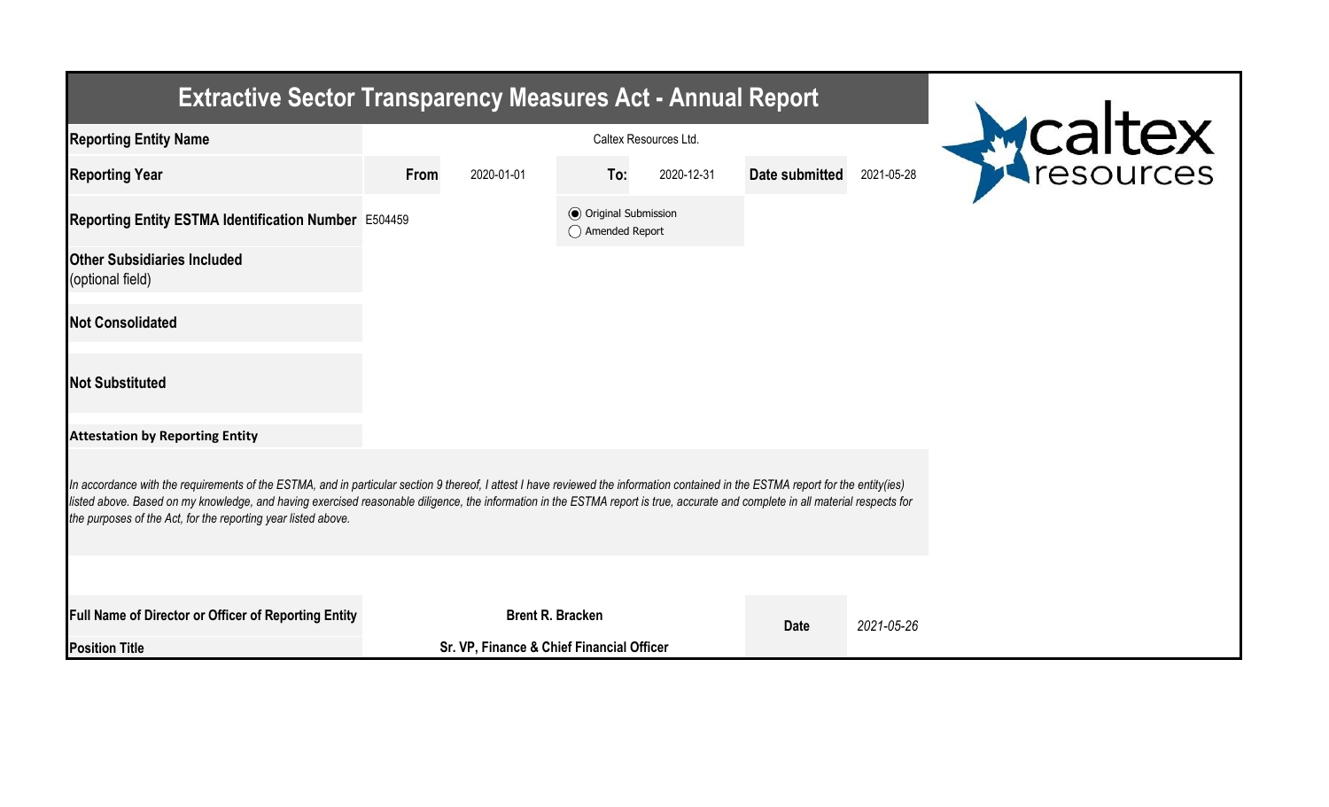# Extractive Sector Transparency Measures Act - Annual Report

| | | | | | | |
|---|---|---|---|---|---|---|
| **Reporting Entity Name** | Caltex Resources Ltd. | | | | | |
| **Reporting Year** | **From** | 2020-01-01 | **To:** | 2020-12-31 | **Date submitted** | 2021-05-28 |
| **Reporting Entity ESTMA Identification Number** | E504459 | | (●) Original Submission<br>( ) Amended Report | | | |
| **Other Subsidiaries Included** (optional field) | | | | | | |
| **Not Consolidated** | | | | | | |
| **Not Substituted** | | | | | | |

**Attestation by Reporting Entity**

*In accordance with the requirements of the ESTMA, and in particular section 9 thereof, I attest I have reviewed the information contained in the ESTMA report for the entity(ies) listed above. Based on my knowledge, and having exercised reasonable diligence, the information in the ESTMA report is true, accurate and complete in all material respects for the purposes of the Act, for the reporting year listed above.*

| | | | |
|---|---|---|---|
| **Full Name of Director or Officer of Reporting Entity** | **Brent R. Bracken** | **Date** | *2021-05-26* |
| **Position Title** | **Sr. VP, Finance & Chief Financial Officer** | | |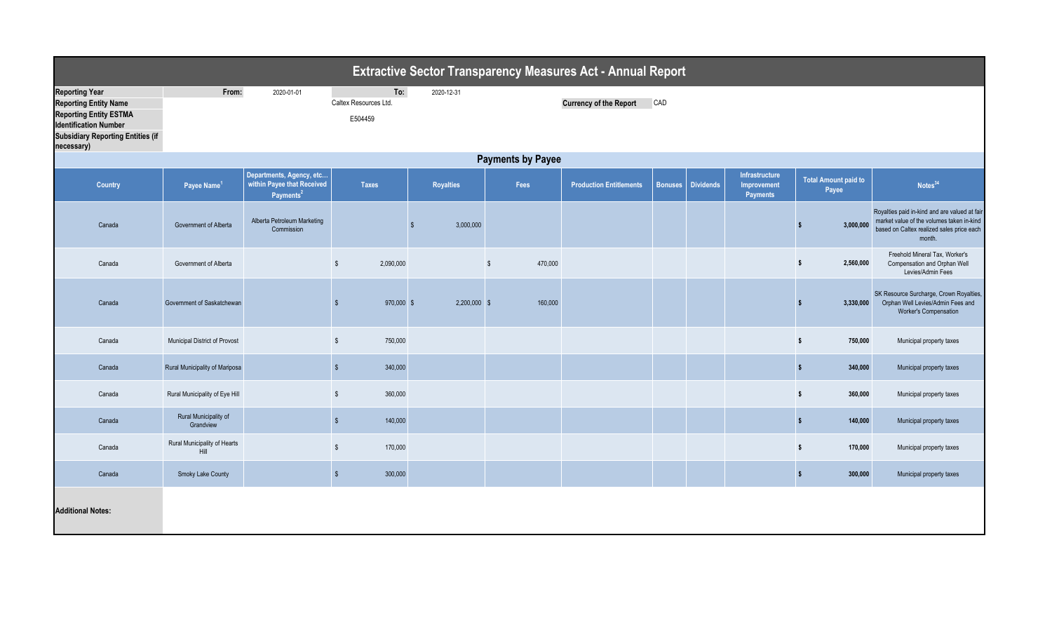# Extractive Sector Transparency Measures Act - Annual Report

**Reporting Year** From: 2020-01-01 To: 2020-12-31

**Reporting Entity Name** Caltex Resources Ltd.

**Currency of the Report** CAD

**Reporting Entity ESTMA Identification Number** E504459

**Subsidiary Reporting Entities (if necessary)**

## Payments by Payee

| Country | Payee Name[1] | Departments, Agency, etc... within Payee that Received Payments[2] | Taxes | Royalties | Fees | Production Entitlements | Bonuses | Dividends | Infrastructure Improvement Payments | Total Amount paid to Payee | Notes[34] |
|---|---|---|---|---|---|---|---|---|---|---|---|
| Canada | Government of Alberta | Alberta Petroleum Marketing Commission | | $ 3,000,000 | | | | | | $ 3,000,000 | Royalties paid in-kind and are valued at fair market value of the volumes taken in-kind based on Caltex realized sales price each month. |
| Canada | Government of Alberta | | $ 2,090,000 | | $ 470,000 | | | | | $ 2,560,000 | Freehold Mineral Tax, Worker's Compensation and Orphan Well Levies/Admin Fees |
| Canada | Government of Saskatchewan | | $ 970,000 | $ 2,200,000 | $ 160,000 | | | | | $ 3,330,000 | SK Resource Surcharge, Crown Royalties, Orphan Well Levies/Admin Fees and Worker's Compensation |
| Canada | Municipal District of Provost | | $ 750,000 | | | | | | | $ 750,000 | Municipal property taxes |
| Canada | Rural Municipality of Mariposa | | $ 340,000 | | | | | | | $ 340,000 | Municipal property taxes |
| Canada | Rural Municipality of Eye Hill | | $ 360,000 | | | | | | | $ 360,000 | Municipal property taxes |
| Canada | Rural Municipality of Grandview | | $ 140,000 | | | | | | | $ 140,000 | Municipal property taxes |
| Canada | Rural Municipality of Hearts Hill | | $ 170,000 | | | | | | | $ 170,000 | Municipal property taxes |
| Canada | Smoky Lake County | | $ 300,000 | | | | | | | $ 300,000 | Municipal property taxes |

**Additional Notes:**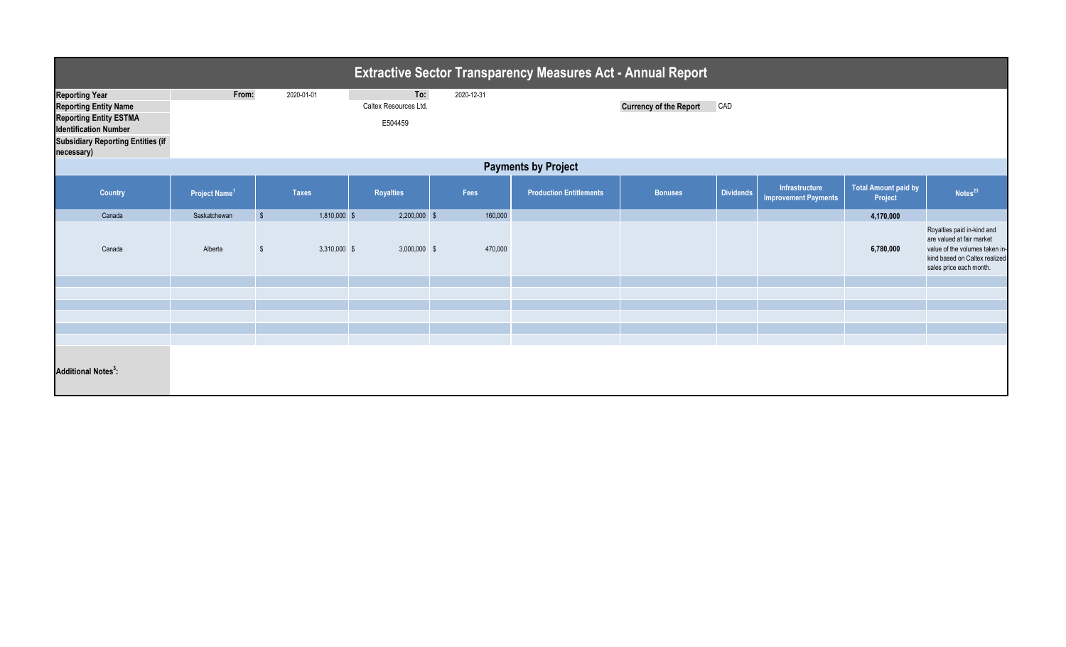# Extractive Sector Transparency Measures Act - Annual Report

| | | | | | |
|---|---|---|---|---|---|
| **Reporting Year** | **From:** | 2020-01-01 | **To:** | 2020-12-31 | |
| **Reporting Entity Name** | | Caltex Resources Ltd. | | **Currency of the Report** | CAD |
| **Reporting Entity ESTMA Identification Number** | | E504459 | | | |
| **Subsidiary Reporting Entities (if necessary)** | | | | | |

## Payments by Project

| Country | Project Name[1] | Taxes | Royalties | Fees | Production Entitlements | Bonuses | Dividends | Infrastructure Improvement Payments | Total Amount paid by Project | Notes[23] |
|---|---|---|---|---|---|---|---|---|---|---|
| Canada | Saskatchewan | $ 1,810,000 | $ 2,200,000 | $ 160,000 | | | | | **4,170,000** | |
| Canada | Alberta | $ 3,310,000 | $ 3,000,000 | $ 470,000 | | | | | **6,780,000** | Royalties paid in-kind and are valued at fair market value of the volumes taken in-kind based on Caltex realized sales price each month. |
| | | | | | | | | | | |
| | | | | | | | | | | |
| | | | | | | | | | | |
| | | | | | | | | | | |
| | | | | | | | | | | |
| | | | | | | | | | | |

**Additional Notes[3]:**